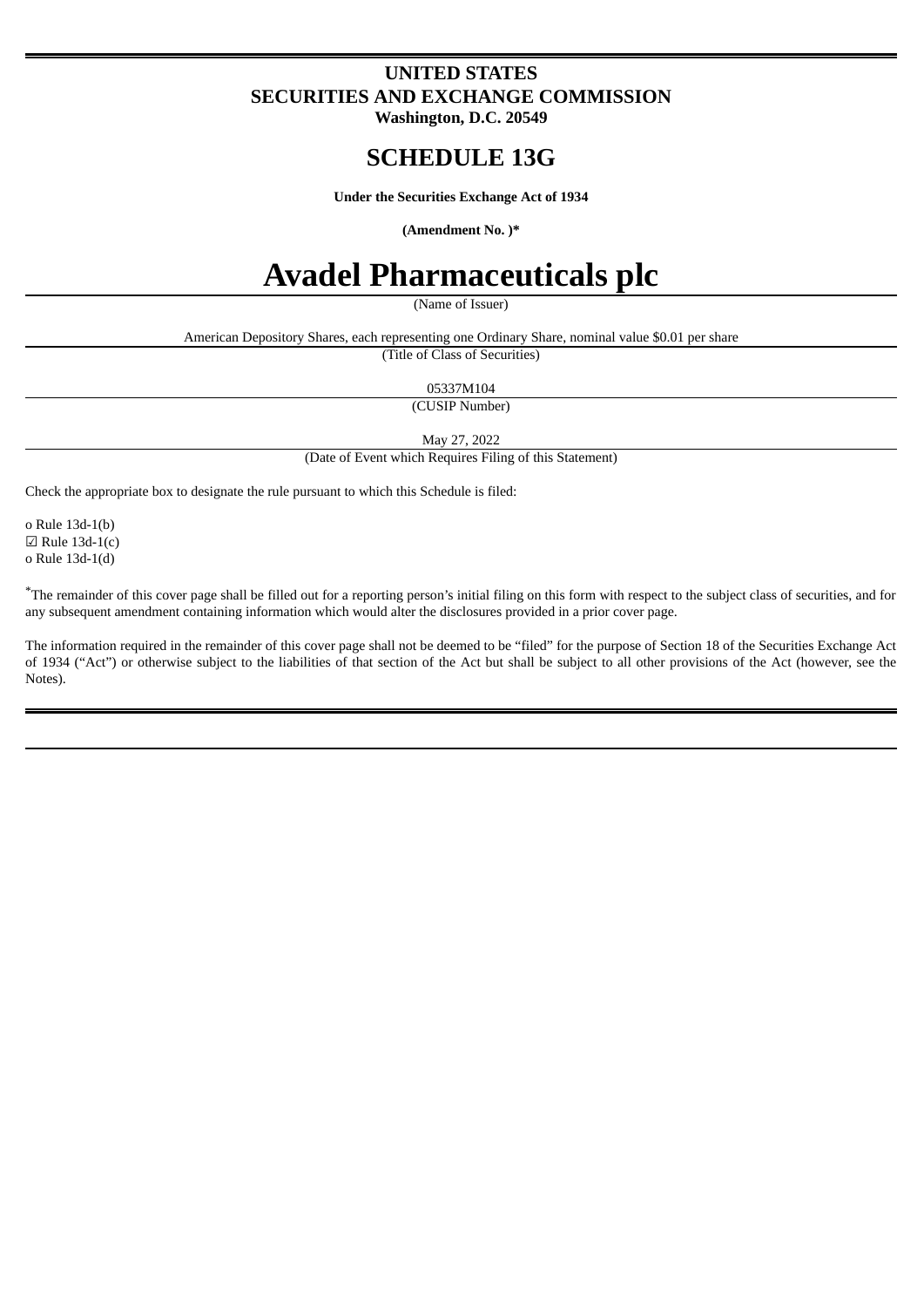**UNITED STATES**
**SECURITIES AND EXCHANGE COMMISSION**
**Washington, D.C. 20549**

# SCHEDULE 13G

**Under the Securities Exchange Act of 1934**

**(Amendment No. )***

# Avadel Pharmaceuticals plc

(Name of Issuer)

American Depository Shares, each representing one Ordinary Share, nominal value $0.01 per share

(Title of Class of Securities)

05337M104

(CUSIP Number)

May 27, 2022

(Date of Event which Requires Filing of this Statement)

Check the appropriate box to designate the rule pursuant to which this Schedule is filed:

o Rule 13d-1(b)
☑ Rule 13d-1(c)
o Rule 13d-1(d)

*The remainder of this cover page shall be filled out for a reporting person's initial filing on this form with respect to the subject class of securities, and for any subsequent amendment containing information which would alter the disclosures provided in a prior cover page.

The information required in the remainder of this cover page shall not be deemed to be "filed" for the purpose of Section 18 of the Securities Exchange Act of 1934 ("Act") or otherwise subject to the liabilities of that section of the Act but shall be subject to all other provisions of the Act (however, see the Notes).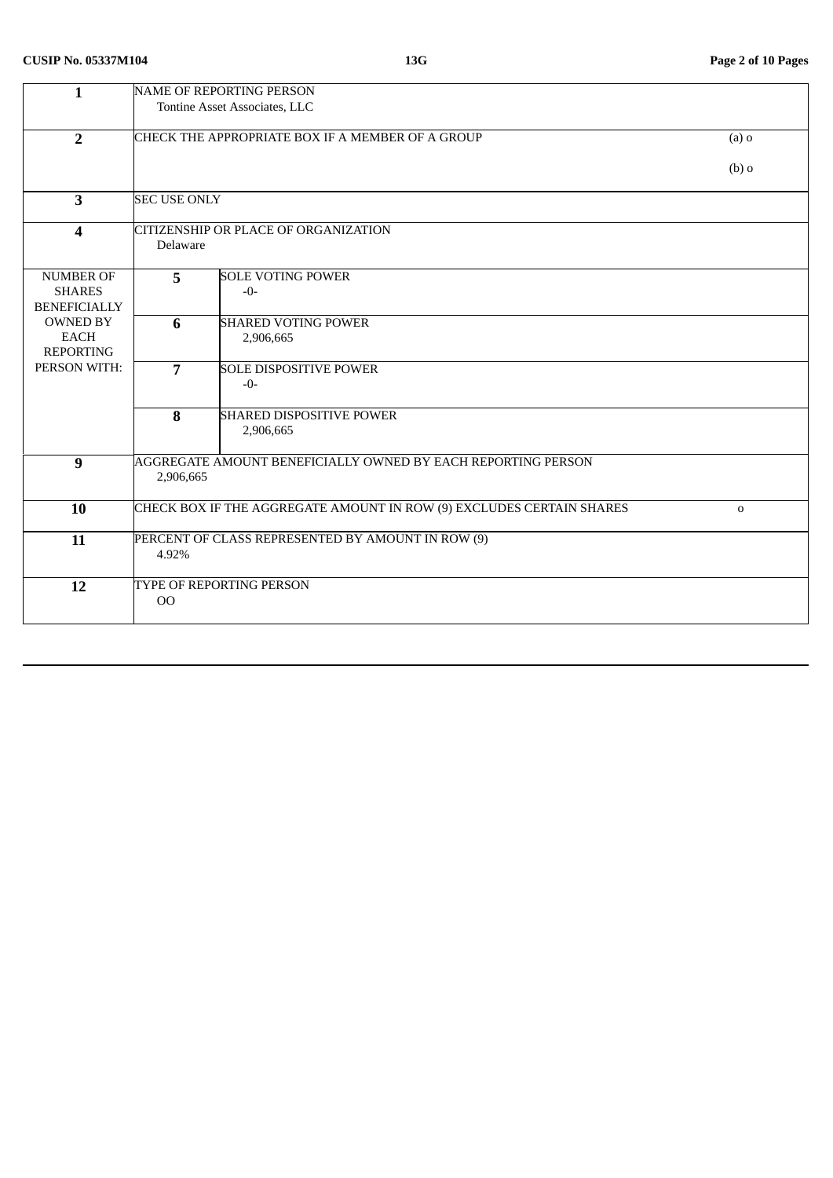| | | | |
|---|---|---|---|
| **1** | NAME OF REPORTING PERSON<br>Tontine Asset Associates, LLC | | |
| **2** | CHECK THE APPROPRIATE BOX IF A MEMBER OF A GROUP | | (a) o<br>(b) o |
| **3** | SEC USE ONLY | | |
| **4** | CITIZENSHIP OR PLACE OF ORGANIZATION<br>Delaware | | |
| NUMBER OF SHARES BENEFICIALLY OWNED BY EACH REPORTING PERSON WITH: | **5** | SOLE VOTING POWER<br>-0- | |
| | **6** | SHARED VOTING POWER<br>2,906,665 | |
| | **7** | SOLE DISPOSITIVE POWER<br>-0- | |
| | **8** | SHARED DISPOSITIVE POWER<br>2,906,665 | |
| **9** | AGGREGATE AMOUNT BENEFICIALLY OWNED BY EACH REPORTING PERSON<br>2,906,665 | | |
| **10** | CHECK BOX IF THE AGGREGATE AMOUNT IN ROW (9) EXCLUDES CERTAIN SHARES | | o |
| **11** | PERCENT OF CLASS REPRESENTED BY AMOUNT IN ROW (9)<br>4.92% | | |
| **12** | TYPE OF REPORTING PERSON<br>OO | | |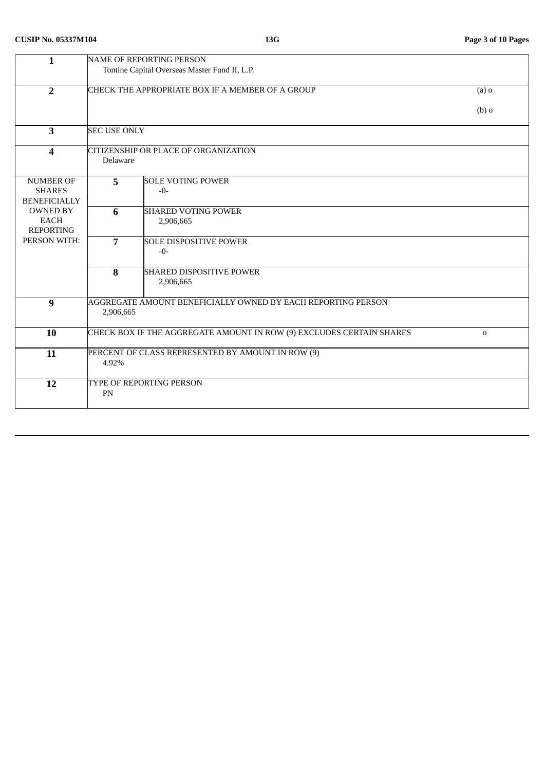**CUSIP No. 05337M104** **13G**

| | | | |
|---|---|---|---|
| **1** | NAME OF REPORTING PERSON<br>Tontine Capital Overseas Master Fund II, L.P. | | |
| **2** | CHECK THE APPROPRIATE BOX IF A MEMBER OF A GROUP | | (a) o<br>(b) o |
| **3** | SEC USE ONLY | | |
| **4** | CITIZENSHIP OR PLACE OF ORGANIZATION<br>Delaware | | |
| NUMBER OF SHARES BENEFICIALLY OWNED BY EACH REPORTING PERSON WITH: | **5** | SOLE VOTING POWER<br>-0- | |
| | **6** | SHARED VOTING POWER<br>2,906,665 | |
| | **7** | SOLE DISPOSITIVE POWER<br>-0- | |
| | **8** | SHARED DISPOSITIVE POWER<br>2,906,665 | |
| **9** | AGGREGATE AMOUNT BENEFICIALLY OWNED BY EACH REPORTING PERSON<br>2,906,665 | | |
| **10** | CHECK BOX IF THE AGGREGATE AMOUNT IN ROW (9) EXCLUDES CERTAIN SHARES | | o |
| **11** | PERCENT OF CLASS REPRESENTED BY AMOUNT IN ROW (9)<br>4.92% | | |
| **12** | TYPE OF REPORTING PERSON<br>PN | | |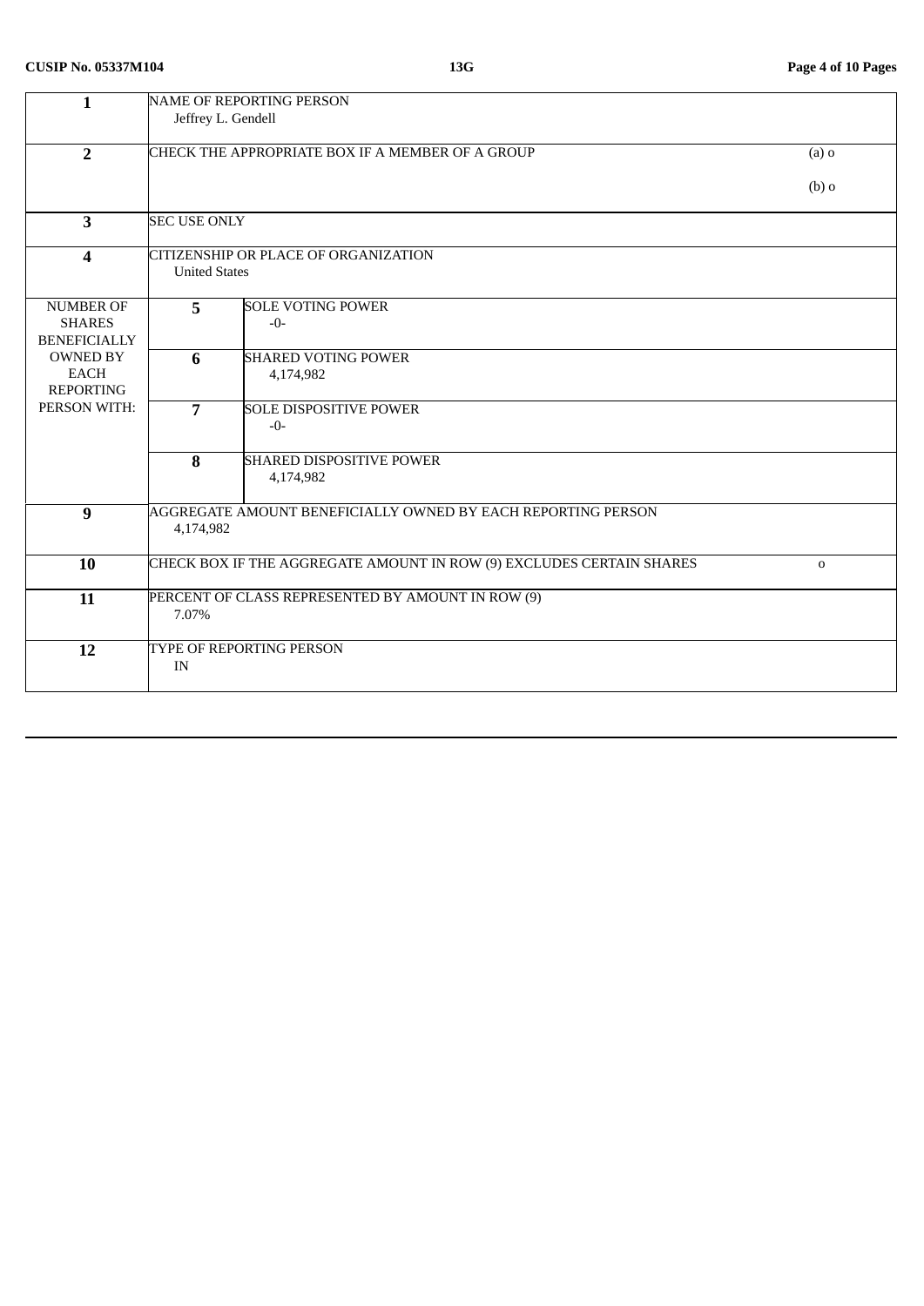| | | | |
|---|---|---|---|
| **1** | NAME OF REPORTING PERSON<br>Jeffrey L. Gendell | | |
| **2** | CHECK THE APPROPRIATE BOX IF A MEMBER OF A GROUP | | (a) o<br>(b) o |
| **3** | SEC USE ONLY | | |
| **4** | CITIZENSHIP OR PLACE OF ORGANIZATION<br>United States | | |
| NUMBER OF SHARES BENEFICIALLY OWNED BY EACH REPORTING PERSON WITH: | **5** | SOLE VOTING POWER<br>-0- | |
| | **6** | SHARED VOTING POWER<br>4,174,982 | |
| | **7** | SOLE DISPOSITIVE POWER<br>-0- | |
| | **8** | SHARED DISPOSITIVE POWER<br>4,174,982 | |
| **9** | AGGREGATE AMOUNT BENEFICIALLY OWNED BY EACH REPORTING PERSON<br>4,174,982 | | |
| **10** | CHECK BOX IF THE AGGREGATE AMOUNT IN ROW (9) EXCLUDES CERTAIN SHARES | | o |
| **11** | PERCENT OF CLASS REPRESENTED BY AMOUNT IN ROW (9)<br>7.07% | | |
| **12** | TYPE OF REPORTING PERSON<br>IN | | |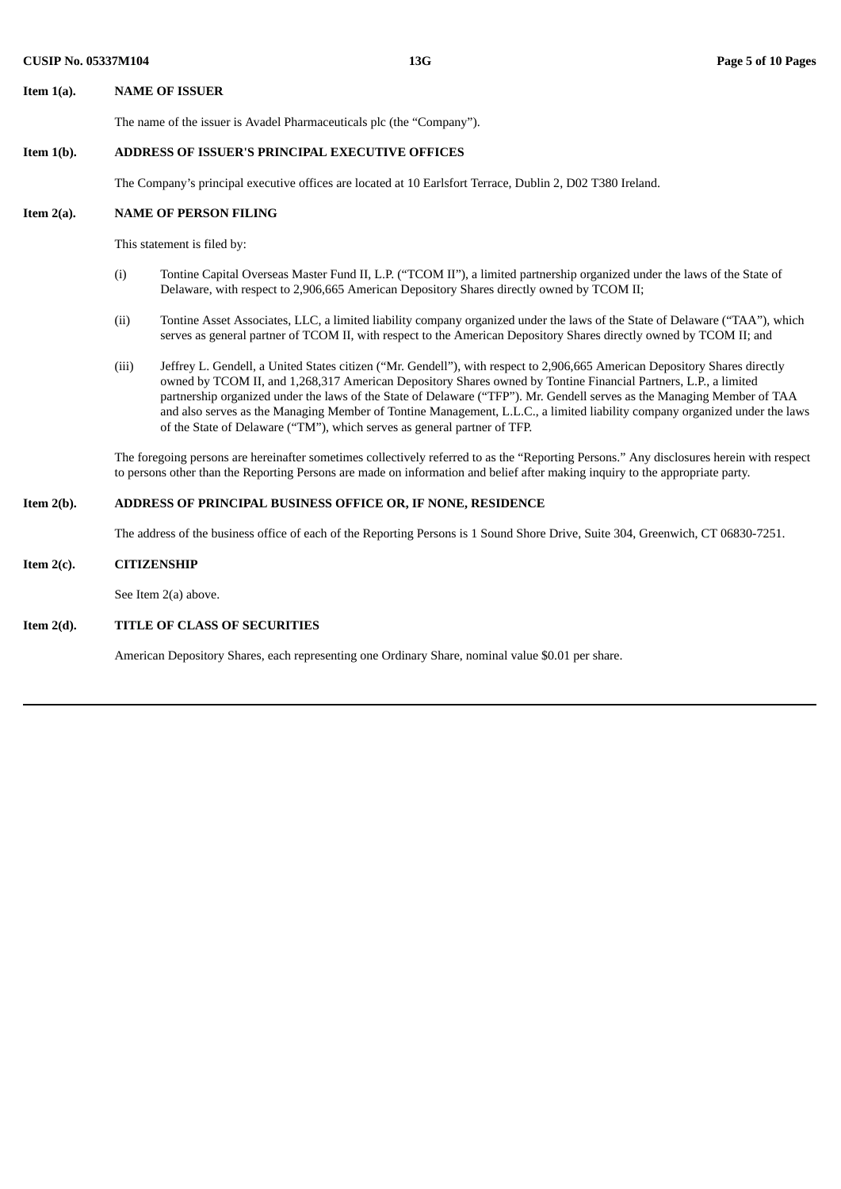**Item 1(a).** **NAME OF ISSUER**

The name of the issuer is Avadel Pharmaceuticals plc (the “Company”).

**Item 1(b).** **ADDRESS OF ISSUER'S PRINCIPAL EXECUTIVE OFFICES**

The Company’s principal executive offices are located at 10 Earlsfort Terrace, Dublin 2, D02 T380 Ireland.

**Item 2(a).** **NAME OF PERSON FILING**

This statement is filed by:

(i) Tontine Capital Overseas Master Fund II, L.P. (“TCOM II”), a limited partnership organized under the laws of the State of Delaware, with respect to 2,906,665 American Depository Shares directly owned by TCOM II;

(ii) Tontine Asset Associates, LLC, a limited liability company organized under the laws of the State of Delaware (“TAA”), which serves as general partner of TCOM II, with respect to the American Depository Shares directly owned by TCOM II; and

(iii) Jeffrey L. Gendell, a United States citizen (“Mr. Gendell”), with respect to 2,906,665 American Depository Shares directly owned by TCOM II, and 1,268,317 American Depository Shares owned by Tontine Financial Partners, L.P., a limited partnership organized under the laws of the State of Delaware (“TFP”). Mr. Gendell serves as the Managing Member of TAA and also serves as the Managing Member of Tontine Management, L.L.C., a limited liability company organized under the laws of the State of Delaware (“TM”), which serves as general partner of TFP.

The foregoing persons are hereinafter sometimes collectively referred to as the “Reporting Persons.” Any disclosures herein with respect to persons other than the Reporting Persons are made on information and belief after making inquiry to the appropriate party.

**Item 2(b).** **ADDRESS OF PRINCIPAL BUSINESS OFFICE OR, IF NONE, RESIDENCE**

The address of the business office of each of the Reporting Persons is 1 Sound Shore Drive, Suite 304, Greenwich, CT 06830-7251.

**Item 2(c).** **CITIZENSHIP**

See Item 2(a) above.

**Item 2(d).** **TITLE OF CLASS OF SECURITIES**

American Depository Shares, each representing one Ordinary Share, nominal value $0.01 per share.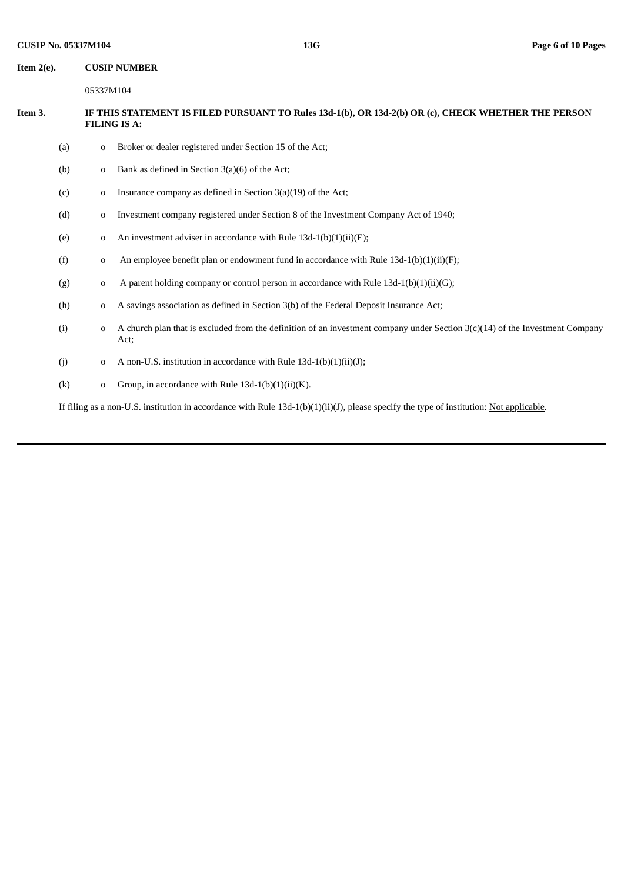**Item 2(e).** **CUSIP NUMBER**

05337M104

**Item 3.** **IF THIS STATEMENT IS FILED PURSUANT TO Rules 13d-1(b), OR 13d-2(b) OR (c), CHECK WHETHER THE PERSON FILING IS A:**

(a) o Broker or dealer registered under Section 15 of the Act;

(b) o Bank as defined in Section 3(a)(6) of the Act;

(c) o Insurance company as defined in Section 3(a)(19) of the Act;

(d) o Investment company registered under Section 8 of the Investment Company Act of 1940;

(e) o An investment adviser in accordance with Rule 13d-1(b)(1)(ii)(E);

(f) o An employee benefit plan or endowment fund in accordance with Rule 13d-1(b)(1)(ii)(F);

(g) o A parent holding company or control person in accordance with Rule 13d-1(b)(1)(ii)(G);

(h) o A savings association as defined in Section 3(b) of the Federal Deposit Insurance Act;

(i) o A church plan that is excluded from the definition of an investment company under Section 3(c)(14) of the Investment Company Act;

(j) o A non-U.S. institution in accordance with Rule 13d-1(b)(1)(ii)(J);

(k) o Group, in accordance with Rule 13d-1(b)(1)(ii)(K).

If filing as a non-U.S. institution in accordance with Rule 13d-1(b)(1)(ii)(J), please specify the type of institution: Not applicable.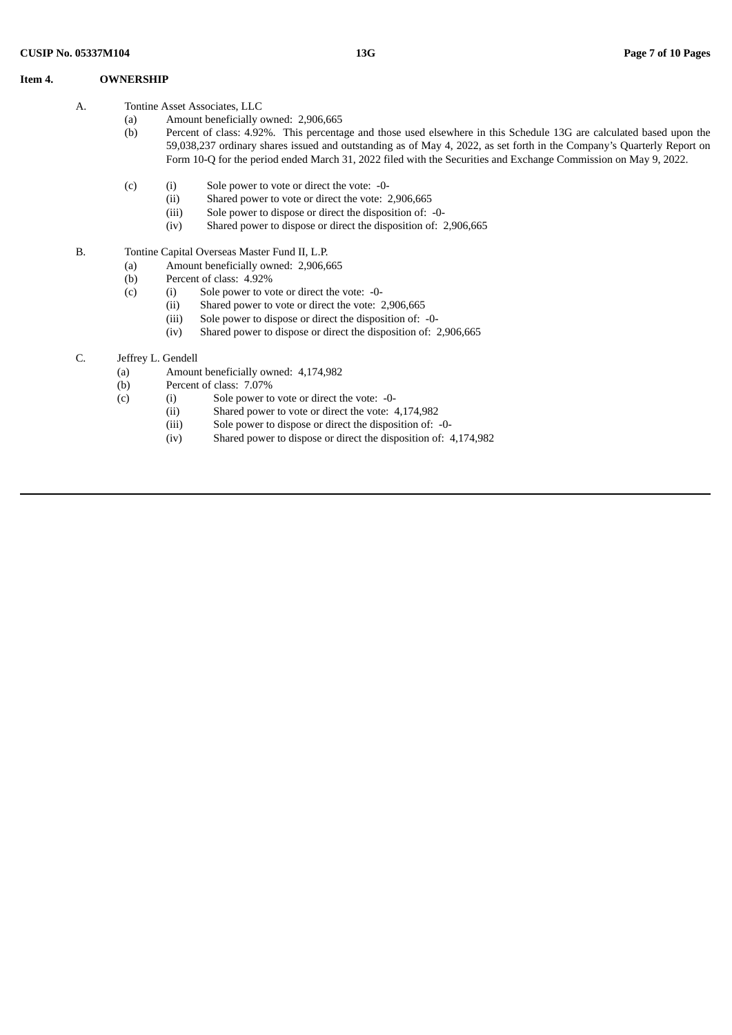**Item 4. OWNERSHIP**

A. Tontine Asset Associates, LLC

- (a) Amount beneficially owned: 2,906,665
- (b) Percent of class: 4.92%. This percentage and those used elsewhere in this Schedule 13G are calculated based upon the 59,038,237 ordinary shares issued and outstanding as of May 4, 2022, as set forth in the Company's Quarterly Report on Form 10-Q for the period ended March 31, 2022 filed with the Securities and Exchange Commission on May 9, 2022.
- (c)
  - (i) Sole power to vote or direct the vote: -0-
  - (ii) Shared power to vote or direct the vote: 2,906,665
  - (iii) Sole power to dispose or direct the disposition of: -0-
  - (iv) Shared power to dispose or direct the disposition of: 2,906,665

B. Tontine Capital Overseas Master Fund II, L.P.

- (a) Amount beneficially owned: 2,906,665
- (b) Percent of class: 4.92%
- (c)
  - (i) Sole power to vote or direct the vote: -0-
  - (ii) Shared power to vote or direct the vote: 2,906,665
  - (iii) Sole power to dispose or direct the disposition of: -0-
  - (iv) Shared power to dispose or direct the disposition of: 2,906,665

C. Jeffrey L. Gendell

- (a) Amount beneficially owned: 4,174,982
- (b) Percent of class: 7.07%
- (c)
  - (i) Sole power to vote or direct the vote: -0-
  - (ii) Shared power to vote or direct the vote: 4,174,982
  - (iii) Sole power to dispose or direct the disposition of: -0-
  - (iv) Shared power to dispose or direct the disposition of: 4,174,982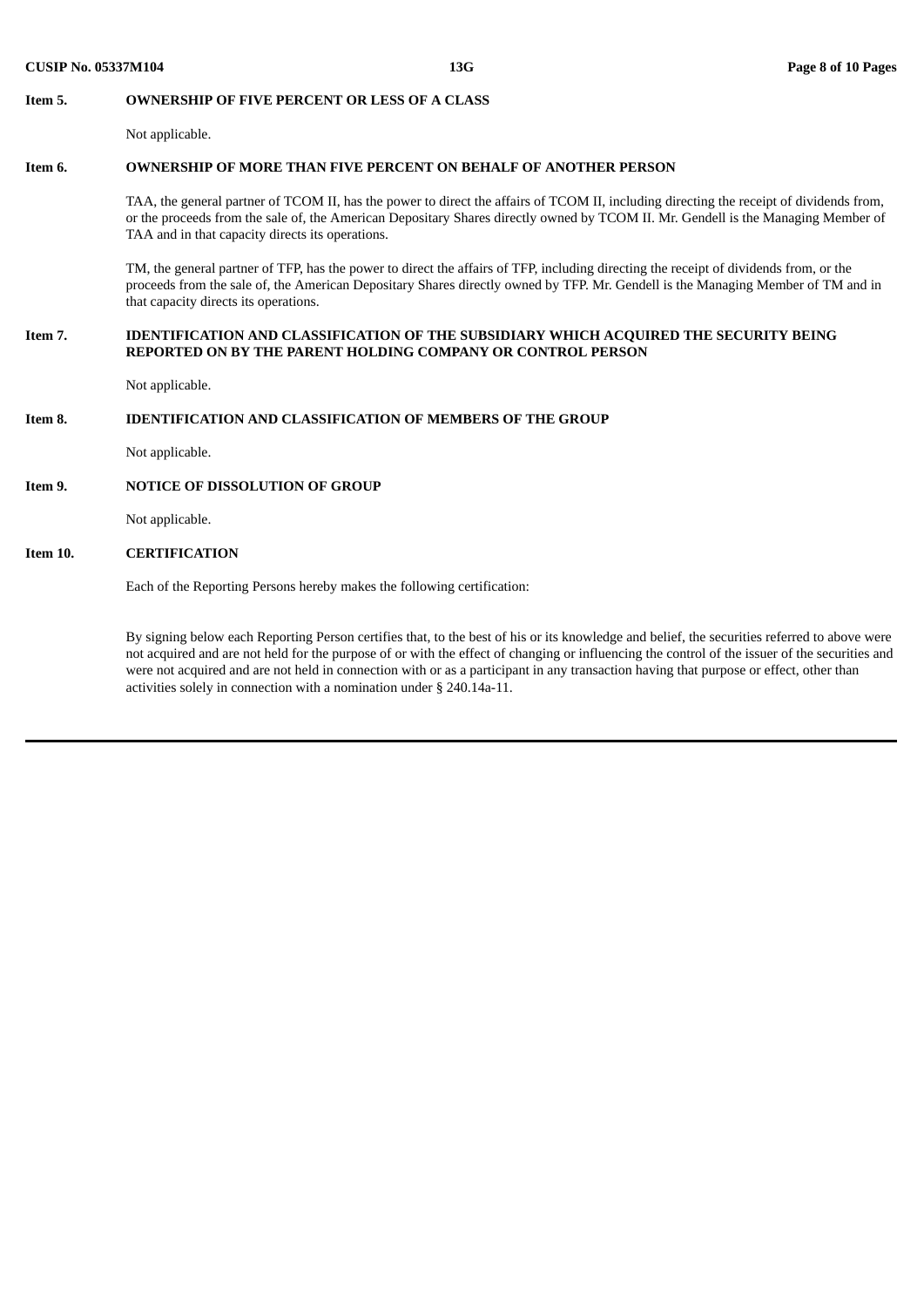**Item 5. OWNERSHIP OF FIVE PERCENT OR LESS OF A CLASS**

Not applicable.

**Item 6. OWNERSHIP OF MORE THAN FIVE PERCENT ON BEHALF OF ANOTHER PERSON**

TAA, the general partner of TCOM II, has the power to direct the affairs of TCOM II, including directing the receipt of dividends from, or the proceeds from the sale of, the American Depositary Shares directly owned by TCOM II. Mr. Gendell is the Managing Member of TAA and in that capacity directs its operations.

TM, the general partner of TFP, has the power to direct the affairs of TFP, including directing the receipt of dividends from, or the proceeds from the sale of, the American Depositary Shares directly owned by TFP. Mr. Gendell is the Managing Member of TM and in that capacity directs its operations.

**Item 7. IDENTIFICATION AND CLASSIFICATION OF THE SUBSIDIARY WHICH ACQUIRED THE SECURITY BEING REPORTED ON BY THE PARENT HOLDING COMPANY OR CONTROL PERSON**

Not applicable.

**Item 8. IDENTIFICATION AND CLASSIFICATION OF MEMBERS OF THE GROUP**

Not applicable.

**Item 9. NOTICE OF DISSOLUTION OF GROUP**

Not applicable.

**Item 10. CERTIFICATION**

Each of the Reporting Persons hereby makes the following certification:

By signing below each Reporting Person certifies that, to the best of his or its knowledge and belief, the securities referred to above were not acquired and are not held for the purpose of or with the effect of changing or influencing the control of the issuer of the securities and were not acquired and are not held in connection with or as a participant in any transaction having that purpose or effect, other than activities solely in connection with a nomination under § 240.14a-11.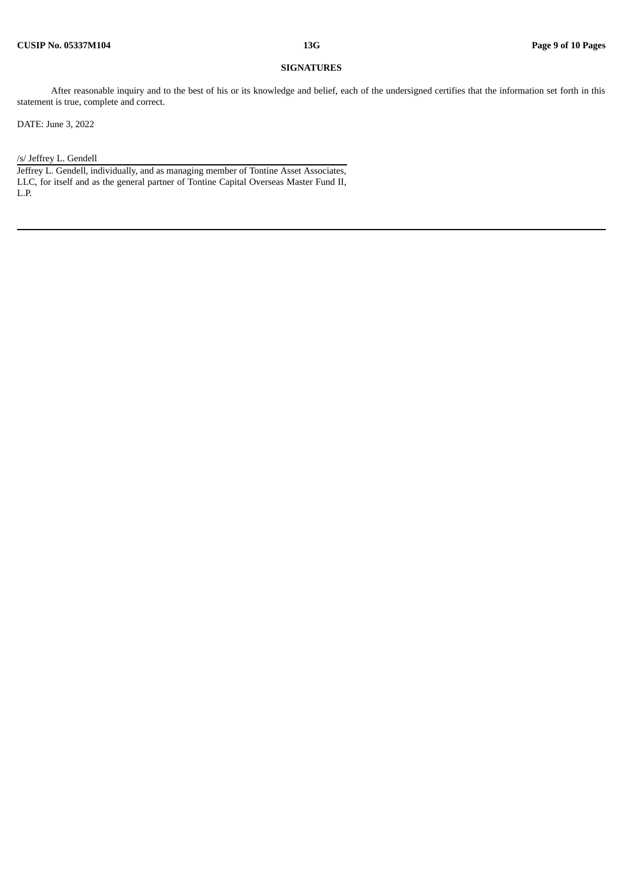## SIGNATURES

After reasonable inquiry and to the best of his or its knowledge and belief, each of the undersigned certifies that the information set forth in this statement is true, complete and correct.

DATE: June 3, 2022

/s/ Jeffrey L. Gendell

Jeffrey L. Gendell, individually, and as managing member of Tontine Asset Associates, LLC, for itself and as the general partner of Tontine Capital Overseas Master Fund II, L.P.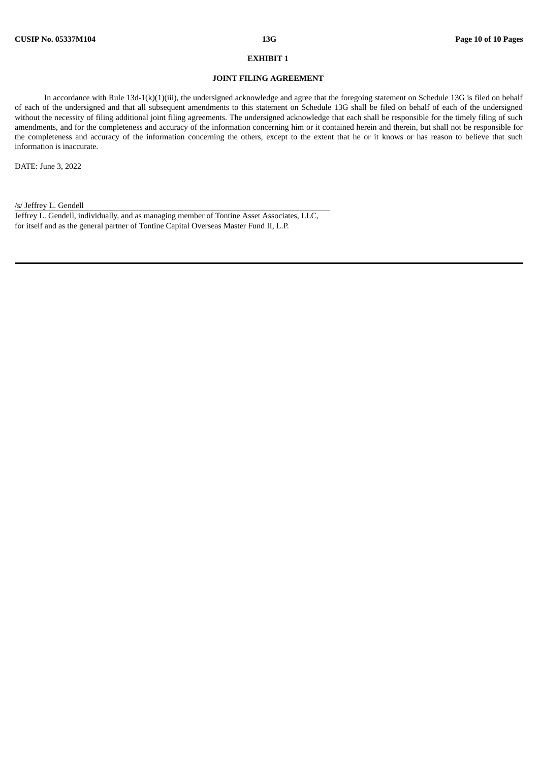**EXHIBIT 1**

**JOINT FILING AGREEMENT**

In accordance with Rule 13d-1(k)(1)(iii), the undersigned acknowledge and agree that the foregoing statement on Schedule 13G is filed on behalf of each of the undersigned and that all subsequent amendments to this statement on Schedule 13G shall be filed on behalf of each of the undersigned without the necessity of filing additional joint filing agreements. The undersigned acknowledge that each shall be responsible for the timely filing of such amendments, and for the completeness and accuracy of the information concerning him or it contained herein and therein, but shall not be responsible for the completeness and accuracy of the information concerning the others, except to the extent that he or it knows or has reason to believe that such information is inaccurate.

DATE: June 3, 2022

/s/ Jeffrey L. Gendell

Jeffrey L. Gendell, individually, and as managing member of Tontine Asset Associates, LLC, for itself and as the general partner of Tontine Capital Overseas Master Fund II, L.P.